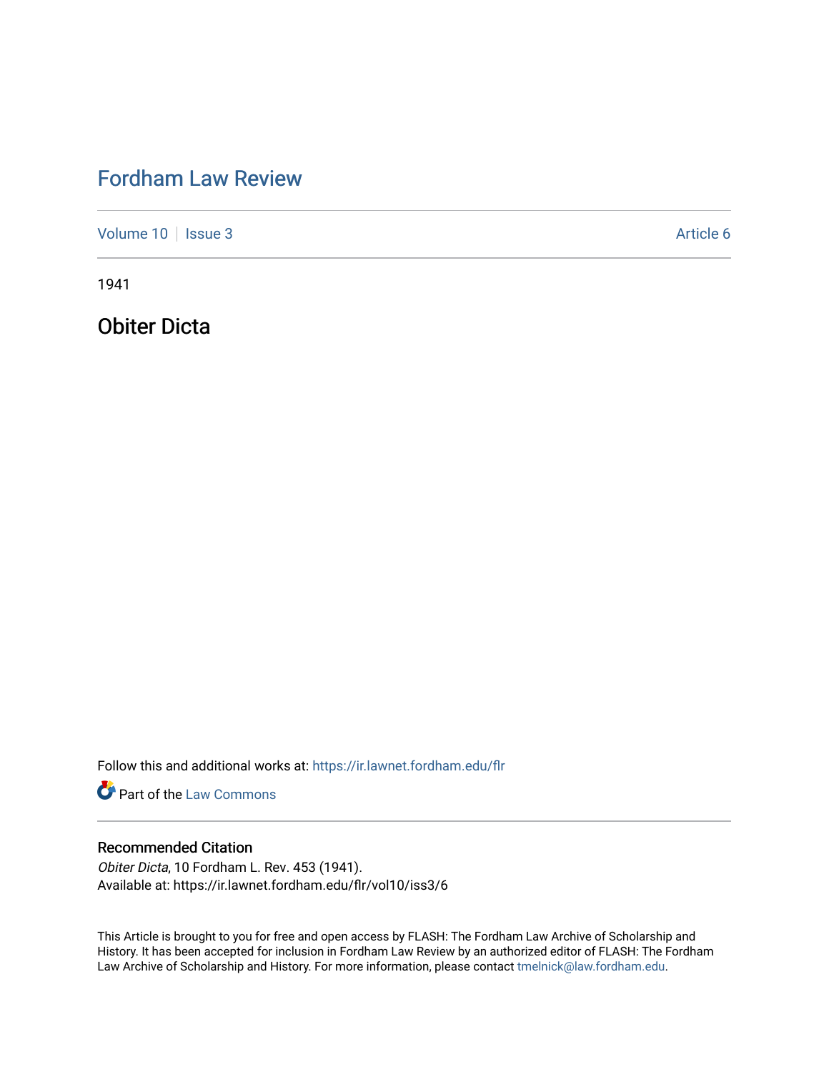# Fordham Law Review

Volume 10 | Issue 3 | Article 6

1941

## Obiter Dicta

Follow this and additional works at: https://ir.lawnet.fordham.edu/flr

Part of the Law Commons

### Recommended Citation

*Obiter Dicta*, 10 Fordham L. Rev. 453 (1941).
Available at: https://ir.lawnet.fordham.edu/flr/vol10/iss3/6

This Article is brought to you for free and open access by FLASH: The Fordham Law Archive of Scholarship and History. It has been accepted for inclusion in Fordham Law Review by an authorized editor of FLASH: The Fordham Law Archive of Scholarship and History. For more information, please contact tmelnick@law.fordham.edu.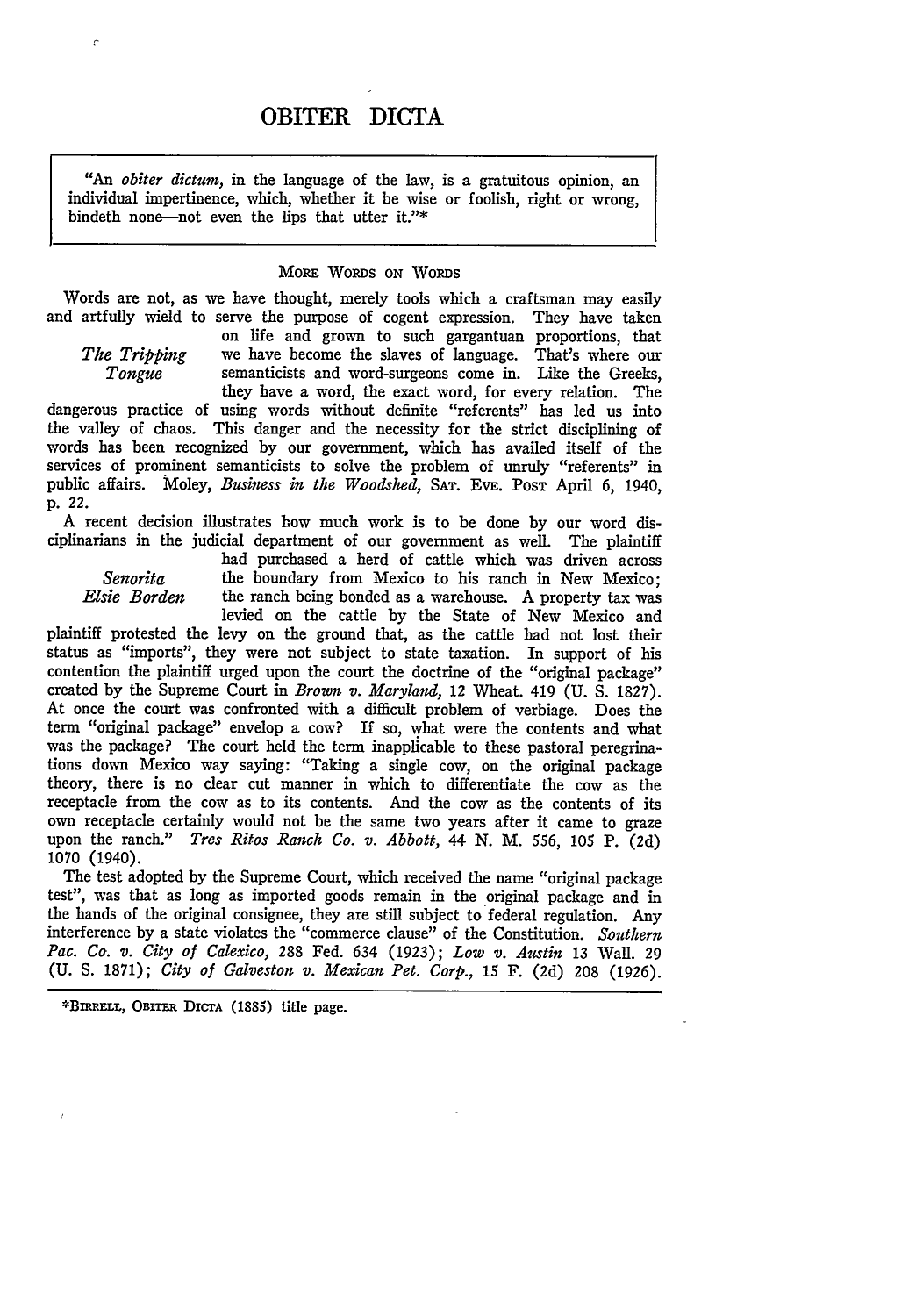# OBITER DICTA

> "An *obiter dictum*, in the language of the law, is a gratuitous opinion, an individual impertinence, which, whether it be wise or foolish, right or wrong, bindeth none—not even the lips that utter it."*

### MORE WORDS ON WORDS

*The Tripping Tongue*

Words are not, as we have thought, merely tools which a craftsman may easily and artfully wield to serve the purpose of cogent expression. They have taken on life and grown to such gargantuan proportions, that we have become the slaves of language. That's where our semanticists and word-surgeons come in. Like the Greeks, they have a word, the exact word, for every relation. The dangerous practice of using words without definite "referents" has led us into the valley of chaos. This danger and the necessity for the strict disciplining of words has been recognized by our government, which has availed itself of the services of prominent semanticists to solve the problem of unruly "referents" in public affairs. Moley, *Business in the Woodshed*, SAT. EVE. POST April 6, 1940, p. 22.

*Senorita Elsie Borden*

A recent decision illustrates how much work is to be done by our word disciplinarians in the judicial department of our government as well. The plaintiff had purchased a herd of cattle which was driven across the boundary from Mexico to his ranch in New Mexico; the ranch being bonded as a warehouse. A property tax was levied on the cattle by the State of New Mexico and plaintiff protested the levy on the ground that, as the cattle had not lost their status as "imports", they were not subject to state taxation. In support of his contention the plaintiff urged upon the court the doctrine of the "original package" created by the Supreme Court in *Brown v. Maryland*, 12 Wheat. 419 (U. S. 1827). At once the court was confronted with a difficult problem of verbiage. Does the term "original package" envelop a cow? If so, what were the contents and what was the package? The court held the term inapplicable to these pastoral peregrinations down Mexico way saying: "Taking a single cow, on the original package theory, there is no clear cut manner in which to differentiate the cow as the receptacle from the cow as to its contents. And the cow as the contents of its own receptacle certainly would not be the same two years after it came to graze upon the ranch." *Tres Ritos Ranch Co. v. Abbott*, 44 N. M. 556, 105 P. (2d) 1070 (1940).

The test adopted by the Supreme Court, which received the name "original package test", was that as long as imported goods remain in the original package and in the hands of the original consignee, they are still subject to federal regulation. Any interference by a state violates the "commerce clause" of the Constitution. *Southern Pac. Co. v. City of Calexico*, 288 Fed. 634 (1923); *Low v. Austin* 13 Wall. 29 (U. S. 1871); *City of Galveston v. Mexican Pet. Corp.*, 15 F. (2d) 208 (1926).

---

*BIRRELL, OBITER DICTA (1885) title page.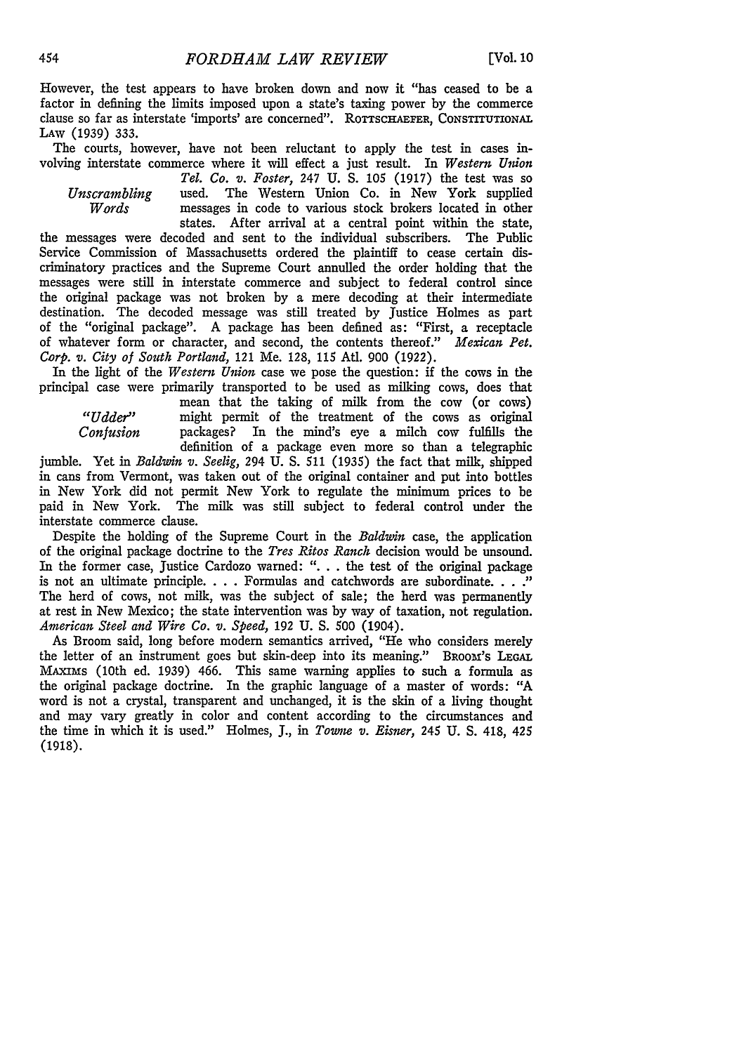However, the test appears to have broken down and now it "has ceased to be a factor in defining the limits imposed upon a state's taxing power by the commerce clause so far as interstate 'imports' are concerned". ROTTSCHAEFER, CONSTITUTIONAL LAW (1939) 333.

The courts, however, have not been reluctant to apply the test in cases involving interstate commerce where it will effect a just result. In *Western Union Tel. Co. v. Foster*, 247 U. S. 105 (1917) the test was so used. The Western Union Co. in New York supplied messages in code to various stock brokers located in other states. After arrival at a central point within the state, the messages were decoded and sent to the individual subscribers. The Public Service Commission of Massachusetts ordered the plaintiff to cease certain discriminatory practices and the Supreme Court annulled the order holding that the messages were still in interstate commerce and subject to federal control since the original package was not broken by a mere decoding at their intermediate destination. The decoded message was still treated by Justice Holmes as part of the "original package". A package has been defined as: "First, a receptacle of whatever form or character, and second, the contents thereof." *Mexican Pet. Corp. v. City of South Portland*, 121 Me. 128, 115 Atl. 900 (1922).

*Unscrambling Words*

In the light of the *Western Union* case we pose the question: if the cows in the principal case were primarily transported to be used as milking cows, does that mean that the taking of milk from the cow (or cows) might permit of the treatment of the cows as original packages? In the mind's eye a milch cow fulfills the definition of a package even more so than a telegraphic jumble. Yet in *Baldwin v. Seelig*, 294 U. S. 511 (1935) the fact that milk, shipped in cans from Vermont, was taken out of the original container and put into bottles in New York did not permit New York to regulate the minimum prices to be paid in New York. The milk was still subject to federal control under the interstate commerce clause.

*"Udder" Confusion*

Despite the holding of the Supreme Court in the *Baldwin* case, the application of the original package doctrine to the *Tres Ritos Ranch* decision would be unsound. In the former case, Justice Cardozo warned: ". . . the test of the original package is not an ultimate principle. . . . Formulas and catchwords are subordinate. . . ." The herd of cows, not milk, was the subject of sale; the herd was permanently at rest in New Mexico; the state intervention was by way of taxation, not regulation. *American Steel and Wire Co. v. Speed*, 192 U. S. 500 (1904).

As Broom said, long before modern semantics arrived, "He who considers merely the letter of an instrument goes but skin-deep into its meaning." BROOM'S LEGAL MAXIMS (10th ed. 1939) 466. This same warning applies to such a formula as the original package doctrine. In the graphic language of a master of words: "A word is not a crystal, transparent and unchanged, it is the skin of a living thought and may vary greatly in color and content according to the circumstances and the time in which it is used." Holmes, J., in *Towne v. Eisner*, 245 U. S. 418, 425 (1918).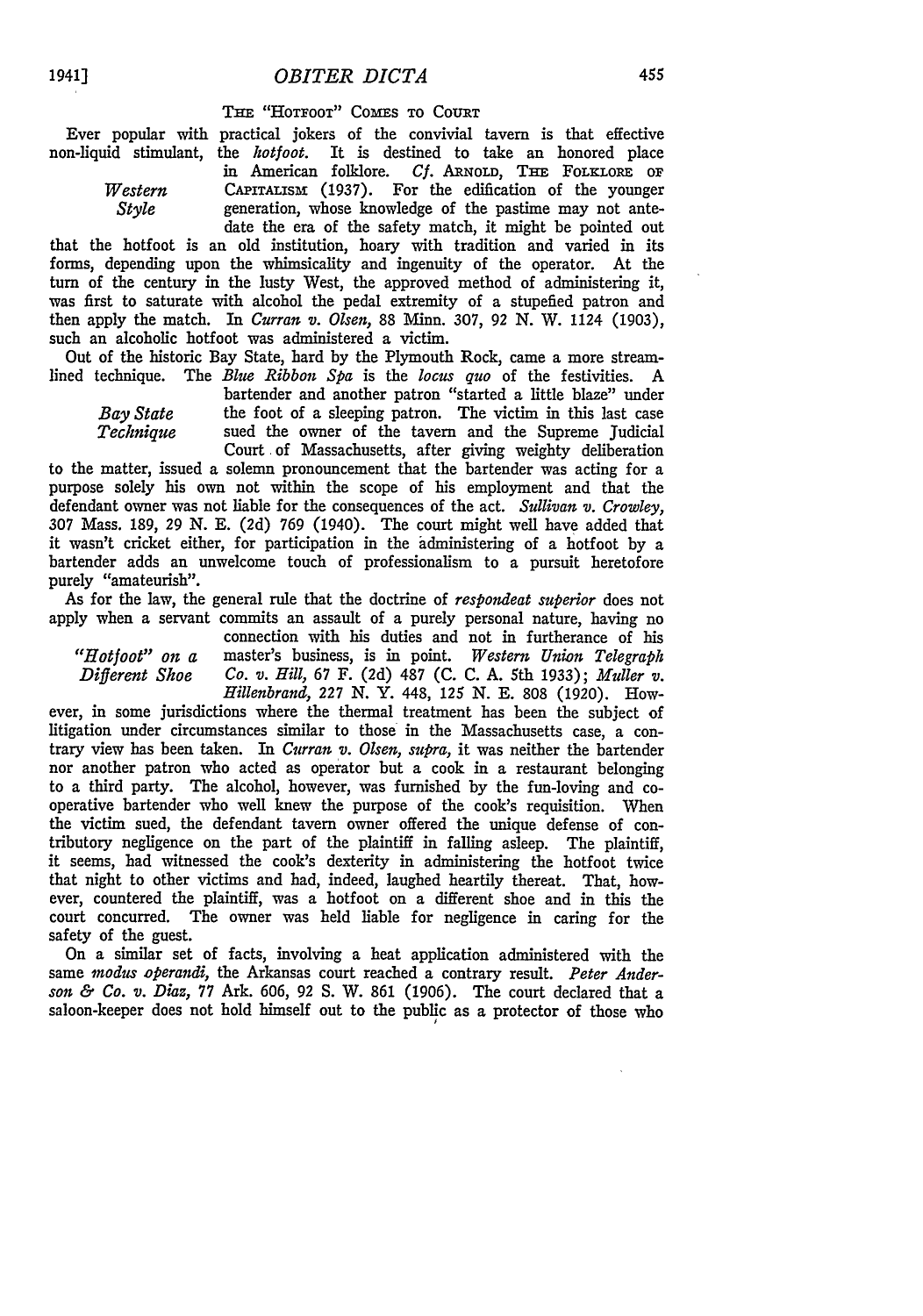### THE "HOTFOOT" COMES TO COURT

Ever popular with practical jokers of the convivial tavern is that effective non-liquid stimulant, the *hotfoot*. It is destined to take an honored place in American folklore. *Cf.* ARNOLD, THE FOLKLORE OF CAPITALISM (1937). For the edification of the younger generation, whose knowledge of the pastime may not antedate the era of the safety match, it might be pointed out that the hotfoot is an old institution, hoary with tradition and varied in its forms, depending upon the whimsicality and ingenuity of the operator. At the turn of the century in the lusty West, the approved method of administering it, was first to saturate with alcohol the pedal extremity of a stupefied patron and then apply the match. In *Curran v. Olsen*, 88 Minn. 307, 92 N. W. 1124 (1903), such an alcoholic hotfoot was administered a victim.

*Western Style*

Out of the historic Bay State, hard by the Plymouth Rock, came a more streamlined technique. The *Blue Ribbon Spa* is the *locus quo* of the festivities. A bartender and another patron "started a little blaze" under the foot of a sleeping patron. The victim in this last case sued the owner of the tavern and the Supreme Judicial Court of Massachusetts, after giving weighty deliberation to the matter, issued a solemn pronouncement that the bartender was acting for a purpose solely his own not within the scope of his employment and that the defendant owner was not liable for the consequences of the act. *Sullivan v. Crowley*, 307 Mass. 189, 29 N. E. (2d) 769 (1940). The court might well have added that it wasn't cricket either, for participation in the administering of a hotfoot by a bartender adds an unwelcome touch of professionalism to a pursuit heretofore purely "amateurish".

*Bay State Technique*

As for the law, the general rule that the doctrine of *respondeat superior* does not apply when a servant commits an assault of a purely personal nature, having no connection with his duties and not in furtherance of his master's business, is in point. *Western Union Telegraph Co. v. Hill*, 67 F. (2d) 487 (C. C. A. 5th 1933); *Muller v. Hillenbrand*, 227 N. Y. 448, 125 N. E. 808 (1920). However, in some jurisdictions where the thermal treatment has been the subject of litigation under circumstances similar to those in the Massachusetts case, a contrary view has been taken. In *Curran v. Olsen, supra*, it was neither the bartender nor another patron who acted as operator but a cook in a restaurant belonging to a third party. The alcohol, however, was furnished by the fun-loving and cooperative bartender who well knew the purpose of the cook's requisition. When the victim sued, the defendant tavern owner offered the unique defense of contributory negligence on the part of the plaintiff in falling asleep. The plaintiff, it seems, had witnessed the cook's dexterity in administering the hotfoot twice that night to other victims and had, indeed, laughed heartily thereat. That, however, countered the plaintiff, was a hotfoot on a different shoe and in this the court concurred. The owner was held liable for negligence in caring for the safety of the guest.

*"Hotfoot" on a Different Shoe*

On a similar set of facts, involving a heat application administered with the same *modus operandi*, the Arkansas court reached a contrary result. *Peter Anderson & Co. v. Diaz*, 77 Ark. 606, 92 S. W. 861 (1906). The court declared that a saloon-keeper does not hold himself out to the public as a protector of those who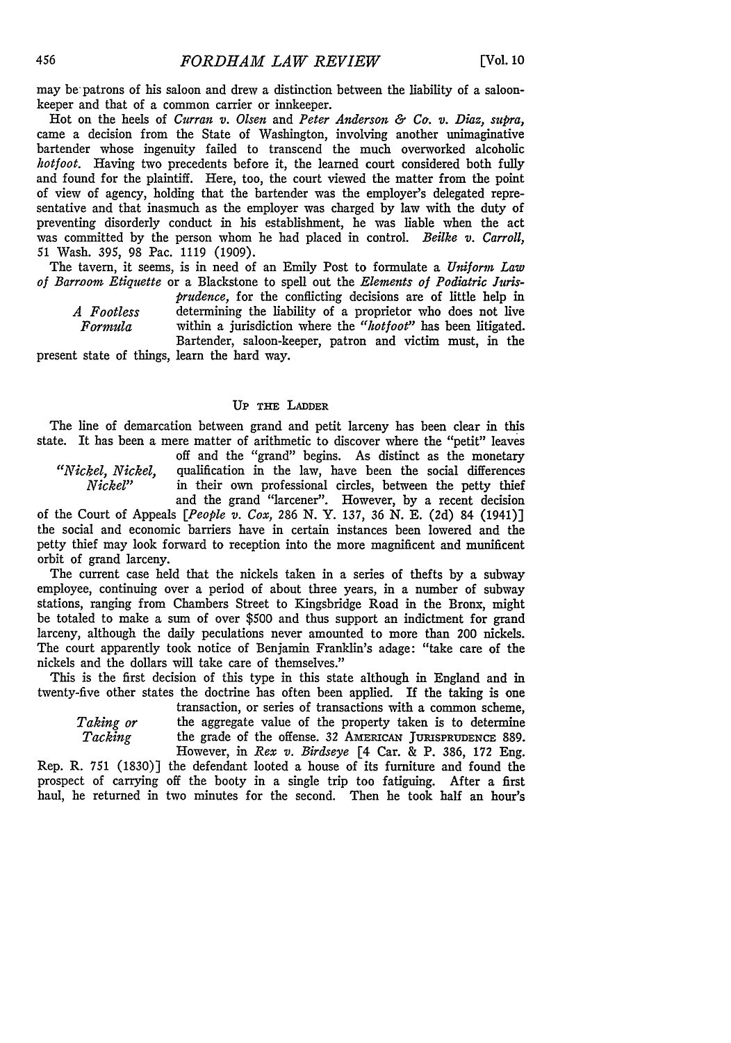may be patrons of his saloon and drew a distinction between the liability of a saloon-keeper and that of a common carrier or innkeeper.

Hot on the heels of *Curran v. Olsen* and *Peter Anderson & Co. v. Diaz, supra,* came a decision from the State of Washington, involving another unimaginative bartender whose ingenuity failed to transcend the much overworked alcoholic *hotfoot.* Having two precedents before it, the learned court considered both fully and found for the plaintiff. Here, too, the court viewed the matter from the point of view of agency, holding that the bartender was the employer's delegated representative and that inasmuch as the employer was charged by law with the duty of preventing disorderly conduct in his establishment, he was liable when the act was committed by the person whom he had placed in control. *Beilke v. Carroll,* 51 Wash. 395, 98 Pac. 1119 (1909).

*A Footless Formula*

The tavern, it seems, is in need of an Emily Post to formulate a *Uniform Law of Barroom Etiquette* or a Blackstone to spell out the *Elements of Podiatric Jurisprudence,* for the conflicting decisions are of little help in determining the liability of a proprietor who does not live within a jurisdiction where the *"hotfoot"* has been litigated. Bartender, saloon-keeper, patron and victim must, in the present state of things, learn the hard way.

## UP THE LADDER

*"Nickel, Nickel, Nickel"*

The line of demarcation between grand and petit larceny has been clear in this state. It has been a mere matter of arithmetic to discover where the "petit" leaves off and the "grand" begins. As distinct as the monetary qualification in the law, have been the social differences in their own professional circles, between the petty thief and the grand "larcener". However, by a recent decision of the Court of Appeals [*People v. Cox,* 286 N. Y. 137, 36 N. E. (2d) 84 (1941)] the social and economic barriers have in certain instances been lowered and the petty thief may look forward to reception into the more magnificent and munificent orbit of grand larceny.

The current case held that the nickels taken in a series of thefts by a subway employee, continuing over a period of about three years, in a number of subway stations, ranging from Chambers Street to Kingsbridge Road in the Bronx, might be totaled to make a sum of over $500 and thus support an indictment for grand larceny, although the daily peculations never amounted to more than 200 nickels. The court apparently took notice of Benjamin Franklin's adage: "take care of the nickels and the dollars will take care of themselves."

*Taking or Tacking*

This is the first decision of this type in this state although in England and in twenty-five other states the doctrine has often been applied. If the taking is one transaction, or series of transactions with a common scheme, the aggregate value of the property taken is to determine the grade of the offense. 32 AMERICAN JURISPRUDENCE 889. However, in *Rex v. Birdseye* [4 Car. & P. 386, 172 Eng. Rep. R. 751 (1830)] the defendant looted a house of its furniture and found the prospect of carrying off the booty in a single trip too fatiguing. After a first haul, he returned in two minutes for the second. Then he took half an hour's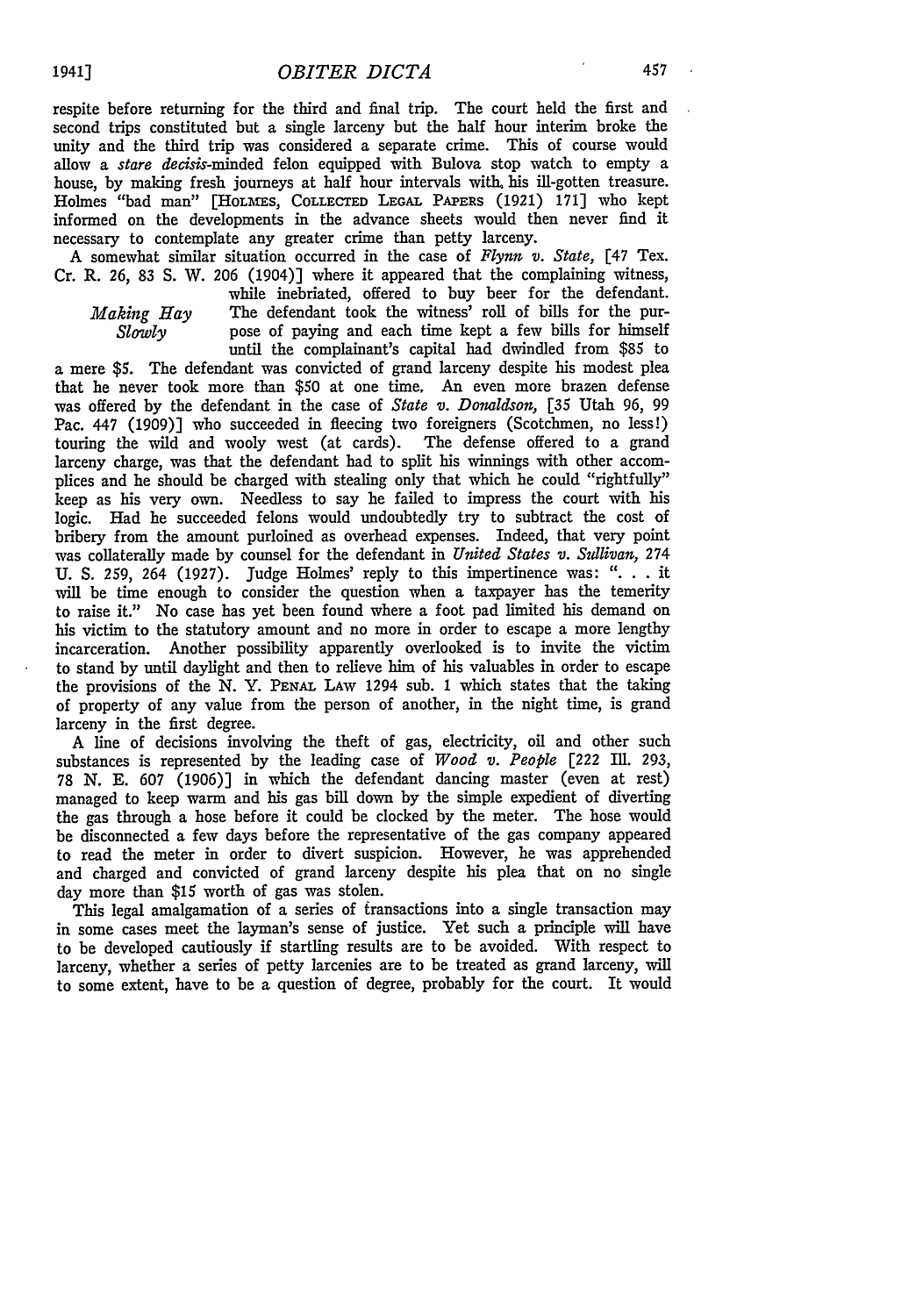respite before returning for the third and final trip. The court held the first and second trips constituted but a single larceny but the half hour interim broke the unity and the third trip was considered a separate crime. This of course would allow a *stare decisis*-minded felon equipped with Bulova stop watch to empty a house, by making fresh journeys at half hour intervals with his ill-gotten treasure. Holmes "bad man" [HOLMES, COLLECTED LEGAL PAPERS (1921) 171] who kept informed on the developments in the advance sheets would then never find it necessary to contemplate any greater crime than petty larceny.

*Making Hay Slowly*

A somewhat similar situation occurred in the case of *Flynn v. State,* [47 Tex. Cr. R. 26, 83 S. W. 206 (1904)] where it appeared that the complaining witness, while inebriated, offered to buy beer for the defendant. The defendant took the witness' roll of bills for the purpose of paying and each time kept a few bills for himself until the complainant's capital had dwindled from $85 to a mere $5. The defendant was convicted of grand larceny despite his modest plea that he never took more than $50 at one time. An even more brazen defense was offered by the defendant in the case of *State v. Donaldson,* [35 Utah 96, 99 Pac. 447 (1909)] who succeeded in fleecing two foreigners (Scotchmen, no less!) touring the wild and wooly west (at cards). The defense offered to a grand larceny charge, was that the defendant had to split his winnings with other accomplices and he should be charged with stealing only that which he could "rightfully" keep as his very own. Needless to say he failed to impress the court with his logic. Had he succeeded felons would undoubtedly try to subtract the cost of bribery from the amount purloined as overhead expenses. Indeed, that very point was collaterally made by counsel for the defendant in *United States v. Sullivan,* 274 U. S. 259, 264 (1927). Judge Holmes' reply to this impertinence was: ". . . it will be time enough to consider the question when a taxpayer has the temerity to raise it." No case has yet been found where a foot pad limited his demand on his victim to the statutory amount and no more in order to escape a more lengthy incarceration. Another possibility apparently overlooked is to invite the victim to stand by until daylight and then to relieve him of his valuables in order to escape the provisions of the N. Y. PENAL LAW 1294 sub. 1 which states that the taking of property of any value from the person of another, in the night time, is grand larceny in the first degree.

A line of decisions involving the theft of gas, electricity, oil and other such substances is represented by the leading case of *Wood v. People* [222 Ill. 293, 78 N. E. 607 (1906)] in which the defendant dancing master (even at rest) managed to keep warm and his gas bill down by the simple expedient of diverting the gas through a hose before it could be clocked by the meter. The hose would be disconnected a few days before the representative of the gas company appeared to read the meter in order to divert suspicion. However, he was apprehended and charged and convicted of grand larceny despite his plea that on no single day more than $15 worth of gas was stolen.

This legal amalgamation of a series of transactions into a single transaction may in some cases meet the layman's sense of justice. Yet such a principle will have to be developed cautiously if startling results are to be avoided. With respect to larceny, whether a series of petty larcenies are to be treated as grand larceny, will to some extent, have to be a question of degree, probably for the court. It would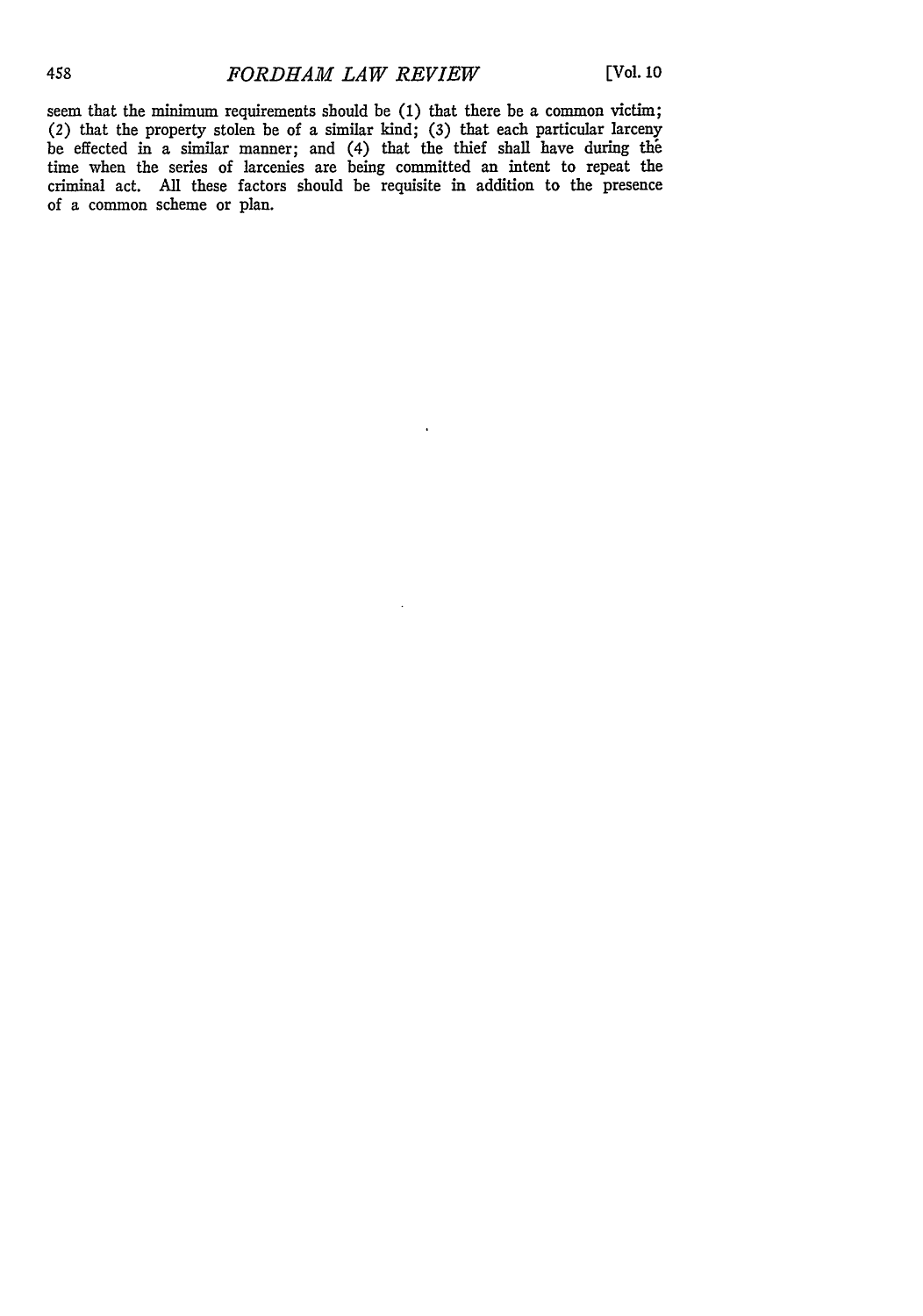seem that the minimum requirements should be (1) that there be a common victim; (2) that the property stolen be of a similar kind; (3) that each particular larceny be effected in a similar manner; and (4) that the thief shall have during the time when the series of larcenies are being committed an intent to repeat the criminal act. All these factors should be requisite in addition to the presence of a common scheme or plan.